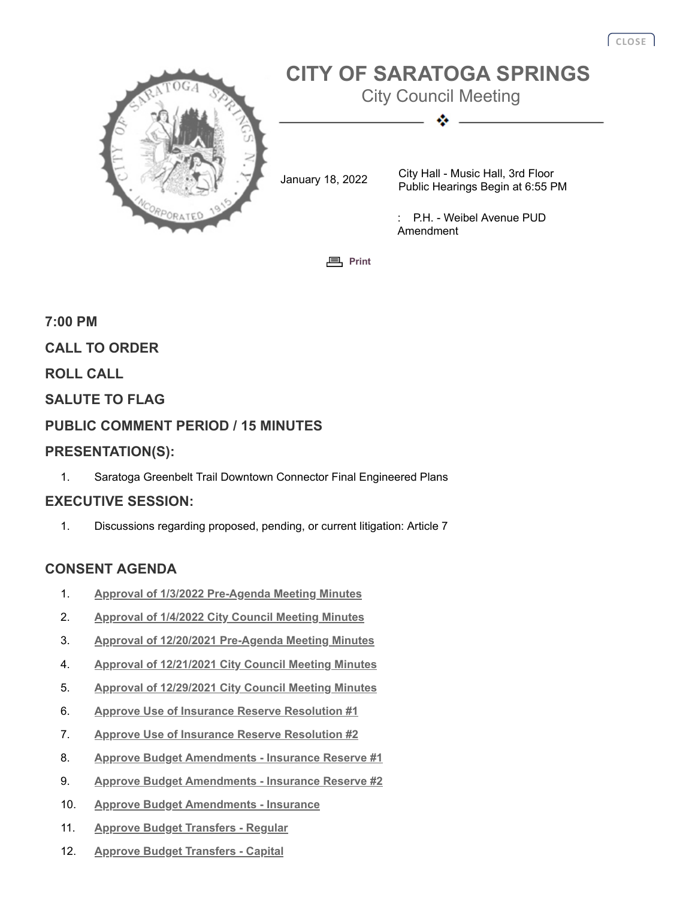# CITY OF SARATOGA SPRINGS

City Council Meeting

January 18, 2022

City Hall - Music Hall, 3rd Floor
Public Hearings Begin at 6:55 PM

: P.H. - Weibel Avenue PUD Amendment

Print

## 7:00 PM

## CALL TO ORDER

## ROLL CALL

## SALUTE TO FLAG

## PUBLIC COMMENT PERIOD / 15 MINUTES

## PRESENTATION(S):

1. Saratoga Greenbelt Trail Downtown Connector Final Engineered Plans

## EXECUTIVE SESSION:

1. Discussions regarding proposed, pending, or current litigation: Article 7

## CONSENT AGENDA

1. **Approval of 1/3/2022 Pre-Agenda Meeting Minutes**
2. **Approval of 1/4/2022 City Council Meeting Minutes**
3. **Approval of 12/20/2021 Pre-Agenda Meeting Minutes**
4. **Approval of 12/21/2021 City Council Meeting Minutes**
5. **Approval of 12/29/2021 City Council Meeting Minutes**
6. **Approve Use of Insurance Reserve Resolution #1**
7. **Approve Use of Insurance Reserve Resolution #2**
8. **Approve Budget Amendments - Insurance Reserve #1**
9. **Approve Budget Amendments - Insurance Reserve #2**
10. **Approve Budget Amendments - Insurance**
11. **Approve Budget Transfers - Regular**
12. **Approve Budget Transfers - Capital**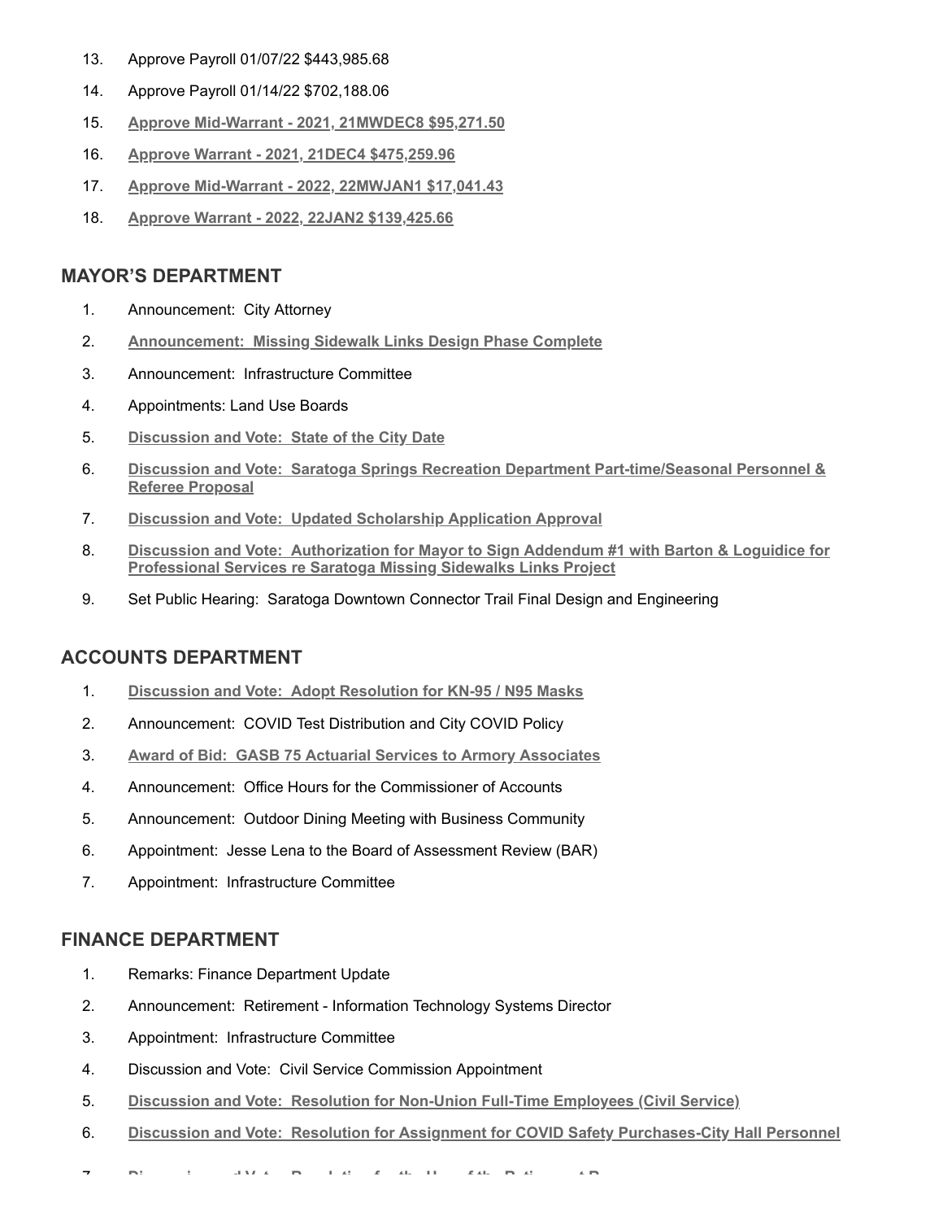13. Approve Payroll 01/07/22 $443,985.68
14. Approve Payroll 01/14/22 $702,188.06
15. **Approve Mid-Warrant - 2021, 21MWDEC8 $95,271.50**
16. **Approve Warrant - 2021, 21DEC4 $475,259.96**
17. **Approve Mid-Warrant - 2022, 22MWJAN1 $17,041.43**
18. **Approve Warrant - 2022, 22JAN2 $139,425.66**

## MAYOR'S DEPARTMENT

1. Announcement: City Attorney
2. **Announcement: Missing Sidewalk Links Design Phase Complete**
3. Announcement: Infrastructure Committee
4. Appointments: Land Use Boards
5. **Discussion and Vote: State of the City Date**
6. **Discussion and Vote: Saratoga Springs Recreation Department Part-time/Seasonal Personnel & Referee Proposal**
7. **Discussion and Vote: Updated Scholarship Application Approval**
8. **Discussion and Vote: Authorization for Mayor to Sign Addendum #1 with Barton & Loguidice for Professional Services re Saratoga Missing Sidewalks Links Project**
9. Set Public Hearing: Saratoga Downtown Connector Trail Final Design and Engineering

## ACCOUNTS DEPARTMENT

1. **Discussion and Vote: Adopt Resolution for KN-95 / N95 Masks**
2. Announcement: COVID Test Distribution and City COVID Policy
3. **Award of Bid: GASB 75 Actuarial Services to Armory Associates**
4. Announcement: Office Hours for the Commissioner of Accounts
5. Announcement: Outdoor Dining Meeting with Business Community
6. Appointment: Jesse Lena to the Board of Assessment Review (BAR)
7. Appointment: Infrastructure Committee

## FINANCE DEPARTMENT

1. Remarks: Finance Department Update
2. Announcement: Retirement - Information Technology Systems Director
3. Appointment: Infrastructure Committee
4. Discussion and Vote: Civil Service Commission Appointment
5. **Discussion and Vote: Resolution for Non-Union Full-Time Employees (Civil Service)**
6. **Discussion and Vote: Resolution for Assignment for COVID Safety Purchases-City Hall Personnel**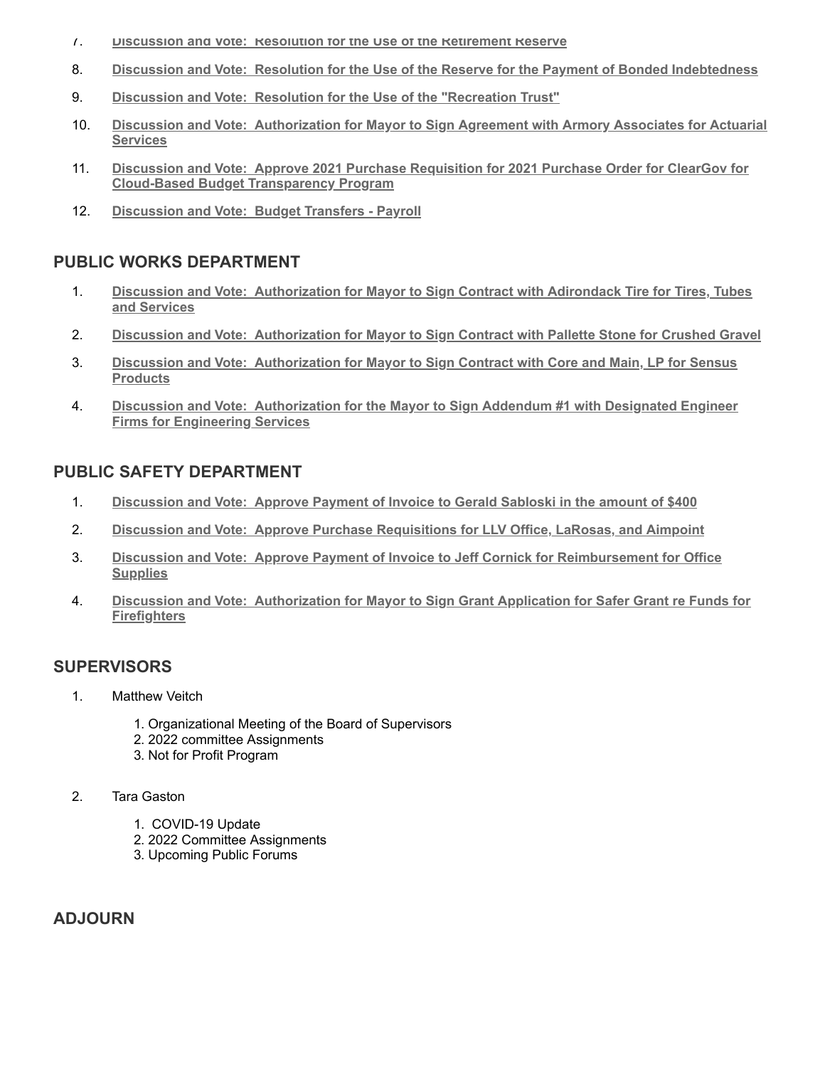7. **Discussion and Vote: Resolution for the Use of the Retirement Reserve**

8. **Discussion and Vote: Resolution for the Use of the Reserve for the Payment of Bonded Indebtedness**

9. **Discussion and Vote: Resolution for the Use of the "Recreation Trust"**

10. **Discussion and Vote: Authorization for Mayor to Sign Agreement with Armory Associates for Actuarial Services**

11. **Discussion and Vote: Approve 2021 Purchase Requisition for 2021 Purchase Order for ClearGov for Cloud-Based Budget Transparency Program**

12. **Discussion and Vote: Budget Transfers - Payroll**

## PUBLIC WORKS DEPARTMENT

1. **Discussion and Vote: Authorization for Mayor to Sign Contract with Adirondack Tire for Tires, Tubes and Services**

2. **Discussion and Vote: Authorization for Mayor to Sign Contract with Pallette Stone for Crushed Gravel**

3. **Discussion and Vote: Authorization for Mayor to Sign Contract with Core and Main, LP for Sensus Products**

4. **Discussion and Vote: Authorization for the Mayor to Sign Addendum #1 with Designated Engineer Firms for Engineering Services**

## PUBLIC SAFETY DEPARTMENT

1. **Discussion and Vote: Approve Payment of Invoice to Gerald Sabloski in the amount of $400**

2. **Discussion and Vote: Approve Purchase Requisitions for LLV Office, LaRosas, and Aimpoint**

3. **Discussion and Vote: Approve Payment of Invoice to Jeff Cornick for Reimbursement for Office Supplies**

4. **Discussion and Vote: Authorization for Mayor to Sign Grant Application for Safer Grant re Funds for Firefighters**

## SUPERVISORS

1. Matthew Veitch

   1. Organizational Meeting of the Board of Supervisors
   2. 2022 committee Assignments
   3. Not for Profit Program

2. Tara Gaston

   1. COVID-19 Update
   2. 2022 Committee Assignments
   3. Upcoming Public Forums

## ADJOURN